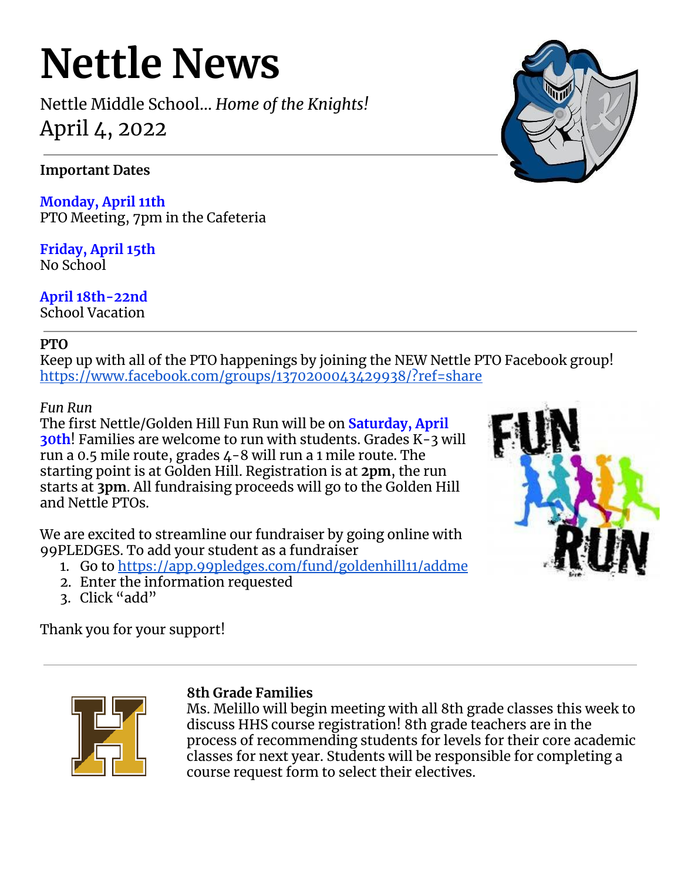# Nettle News

Nettle Middle School... *Home of the Knights!*

April 4, 2022

---

**Important Dates**

**Monday, April 11th**
PTO Meeting, 7pm in the Cafeteria

**Friday, April 15th**
No School

**April 18th-22nd**
School Vacation

---

**PTO**

Keep up with all of the PTO happenings by joining the NEW Nettle PTO Facebook group!
https://www.facebook.com/groups/1370200043429938/?ref=share

*Fun Run*

The first Nettle/Golden Hill Fun Run will be on **Saturday, April 30th**! Families are welcome to run with students. Grades K-3 will run a 0.5 mile route, grades 4-8 will run a 1 mile route. The starting point is at Golden Hill. Registration is at **2pm**, the run starts at **3pm**. All fundraising proceeds will go to the Golden Hill and Nettle PTOs.

We are excited to streamline our fundraiser by going online with 99PLEDGES. To add your student as a fundraiser

1. Go to https://app.99pledges.com/fund/goldenhill11/addme
2. Enter the information requested
3. Click "add"

Thank you for your support!

---

**8th Grade Families**

Ms. Melillo will begin meeting with all 8th grade classes this week to discuss HHS course registration! 8th grade teachers are in the process of recommending students for levels for their core academic classes for next year. Students will be responsible for completing a course request form to select their electives.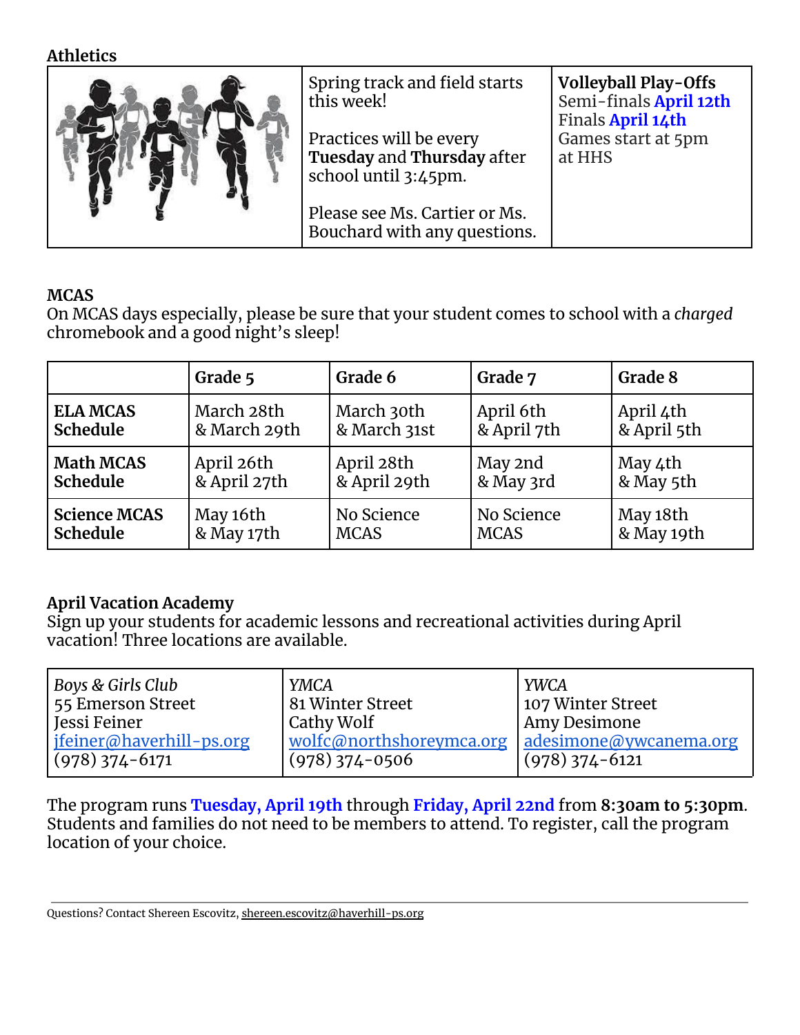## Athletics

| | | |
|---|---|---|
| | Spring track and field starts this week!<br><br>Practices will be every **Tuesday** and **Thursday** after school until 3:45pm.<br><br>Please see Ms. Cartier or Ms. Bouchard with any questions. | **Volleyball Play-Offs**<br>Semi-finals **April 12th**<br>Finals **April 14th**<br>Games start at 5pm at HHS |

## MCAS

On MCAS days especially, please be sure that your student comes to school with a *charged* chromebook and a good night's sleep!

| | Grade 5 | Grade 6 | Grade 7 | Grade 8 |
|---|---|---|---|---|
| **ELA MCAS Schedule** | March 28th & March 29th | March 30th & March 31st | April 6th & April 7th | April 4th & April 5th |
| **Math MCAS Schedule** | April 26th & April 27th | April 28th & April 29th | May 2nd & May 3rd | May 4th & May 5th |
| **Science MCAS Schedule** | May 16th & May 17th | No Science MCAS | No Science MCAS | May 18th & May 19th |

## April Vacation Academy

Sign up your students for academic lessons and recreational activities during April vacation! Three locations are available.

| | | |
|---|---|---|
| *Boys & Girls Club*<br>55 Emerson Street<br>Jessi Feiner<br>jfeiner@haverhill-ps.org<br>(978) 374-6171 | *YMCA*<br>81 Winter Street<br>Cathy Wolf<br>wolfc@northshoreymca.org<br>(978) 374-0506 | *YWCA*<br>107 Winter Street<br>Amy Desimone<br>adesimone@ywcanema.org<br>(978) 374-6121 |

The program runs **Tuesday, April 19th** through **Friday, April 22nd** from **8:30am to 5:30pm**. Students and families do not need to be members to attend. To register, call the program location of your choice.

Questions? Contact Shereen Escovitz, shereen.escovitz@haverhill-ps.org